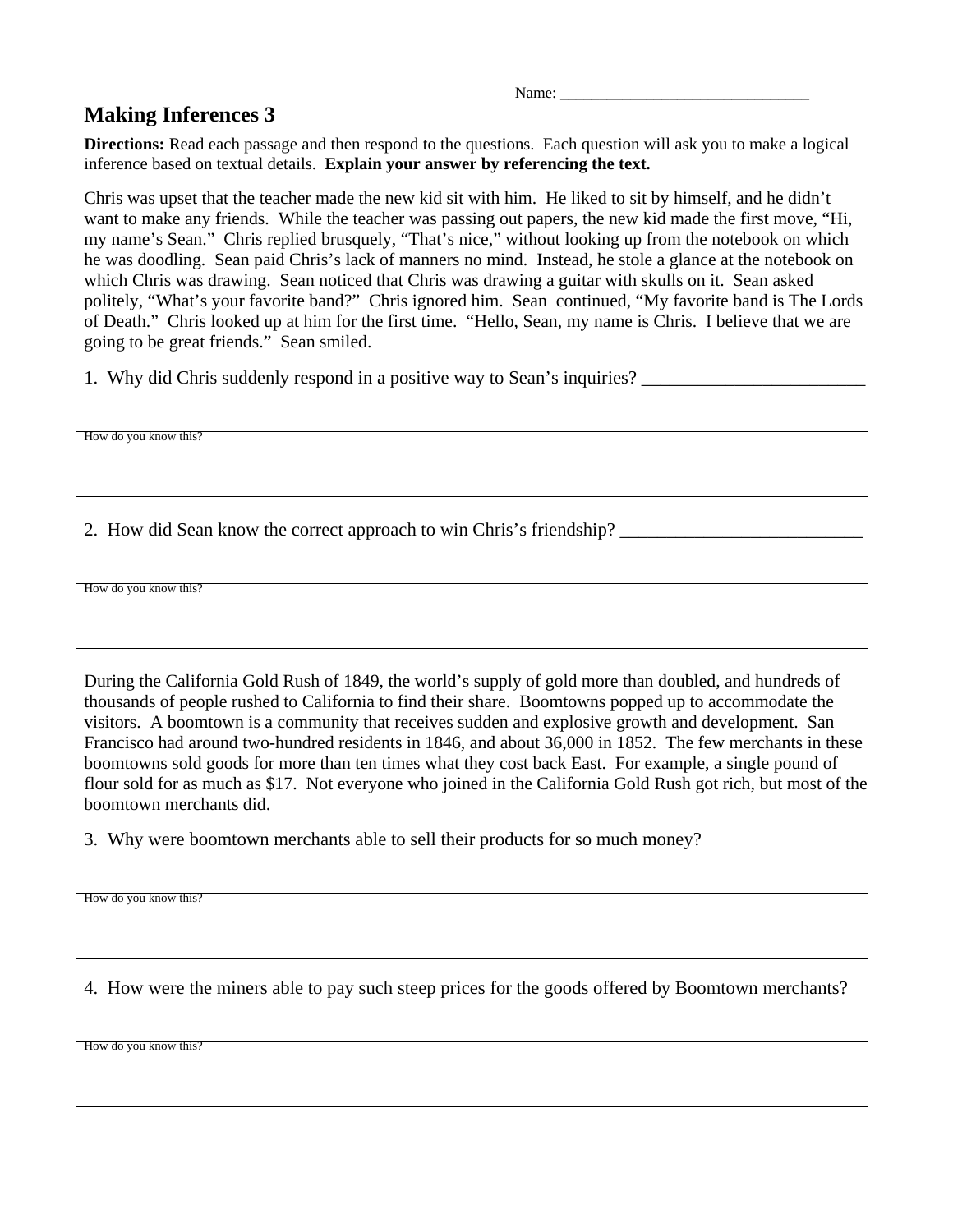Name: ________________________________

# Making Inferences 3

**Directions:** Read each passage and then respond to the questions. Each question will ask you to make a logical inference based on textual details. **Explain your answer by referencing the text.**

Chris was upset that the teacher made the new kid sit with him. He liked to sit by himself, and he didn't want to make any friends. While the teacher was passing out papers, the new kid made the first move, "Hi, my name's Sean." Chris replied brusquely, "That's nice," without looking up from the notebook on which he was doodling. Sean paid Chris's lack of manners no mind. Instead, he stole a glance at the notebook on which Chris was drawing. Sean noticed that Chris was drawing a guitar with skulls on it. Sean asked politely, "What's your favorite band?" Chris ignored him. Sean continued, "My favorite band is The Lords of Death." Chris looked up at him for the first time. "Hello, Sean, my name is Chris. I believe that we are going to be great friends." Sean smiled.

1. Why did Chris suddenly respond in a positive way to Sean's inquiries? ________________________

How do you know this?

2. How did Sean know the correct approach to win Chris's friendship? __________________________

How do you know this?

During the California Gold Rush of 1849, the world's supply of gold more than doubled, and hundreds of thousands of people rushed to California to find their share. Boomtowns popped up to accommodate the visitors. A boomtown is a community that receives sudden and explosive growth and development. San Francisco had around two-hundred residents in 1846, and about 36,000 in 1852. The few merchants in these boomtowns sold goods for more than ten times what they cost back East. For example, a single pound of flour sold for as much as $17. Not everyone who joined in the California Gold Rush got rich, but most of the boomtown merchants did.

3. Why were boomtown merchants able to sell their products for so much money?

How do you know this?

4. How were the miners able to pay such steep prices for the goods offered by Boomtown merchants?

How do you know this?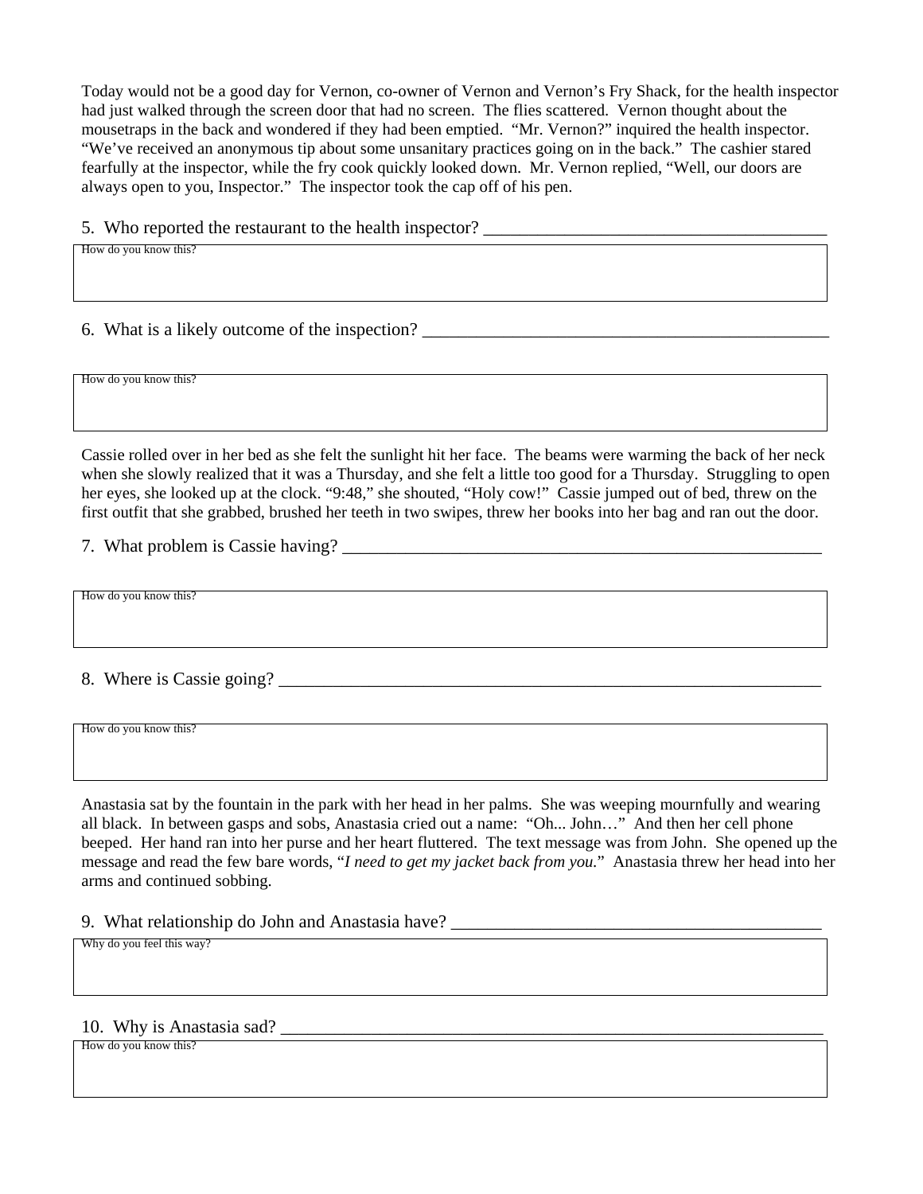Today would not be a good day for Vernon, co-owner of Vernon and Vernon's Fry Shack, for the health inspector had just walked through the screen door that had no screen. The flies scattered. Vernon thought about the mousetraps in the back and wondered if they had been emptied. "Mr. Vernon?" inquired the health inspector. "We've received an anonymous tip about some unsanitary practices going on in the back." The cashier stared fearfully at the inspector, while the fry cook quickly looked down. Mr. Vernon replied, "Well, our doors are always open to you, Inspector." The inspector took the cap off of his pen.

5. Who reported the restaurant to the health inspector? _______________________________________

How do you know this?

6. What is a likely outcome of the inspection? ______________________________________________

How do you know this?

Cassie rolled over in her bed as she felt the sunlight hit her face. The beams were warming the back of her neck when she slowly realized that it was a Thursday, and she felt a little too good for a Thursday. Struggling to open her eyes, she looked up at the clock. "9:48," she shouted, "Holy cow!" Cassie jumped out of bed, threw on the first outfit that she grabbed, brushed her teeth in two swipes, threw her books into her bag and ran out the door.

7. What problem is Cassie having? _______________________________________________________

How do you know this?

8. Where is Cassie going? ______________________________________________________________

How do you know this?

Anastasia sat by the fountain in the park with her head in her palms. She was weeping mournfully and wearing all black. In between gasps and sobs, Anastasia cried out a name: "Oh... John…" And then her cell phone beeped. Her hand ran into her purse and her heart fluttered. The text message was from John. She opened up the message and read the few bare words, "*I need to get my jacket back from you.*" Anastasia threw her head into her arms and continued sobbing.

9. What relationship do John and Anastasia have? __________________________________________

Why do you feel this way?

10. Why is Anastasia sad? ______________________________________________________________

How do you know this?